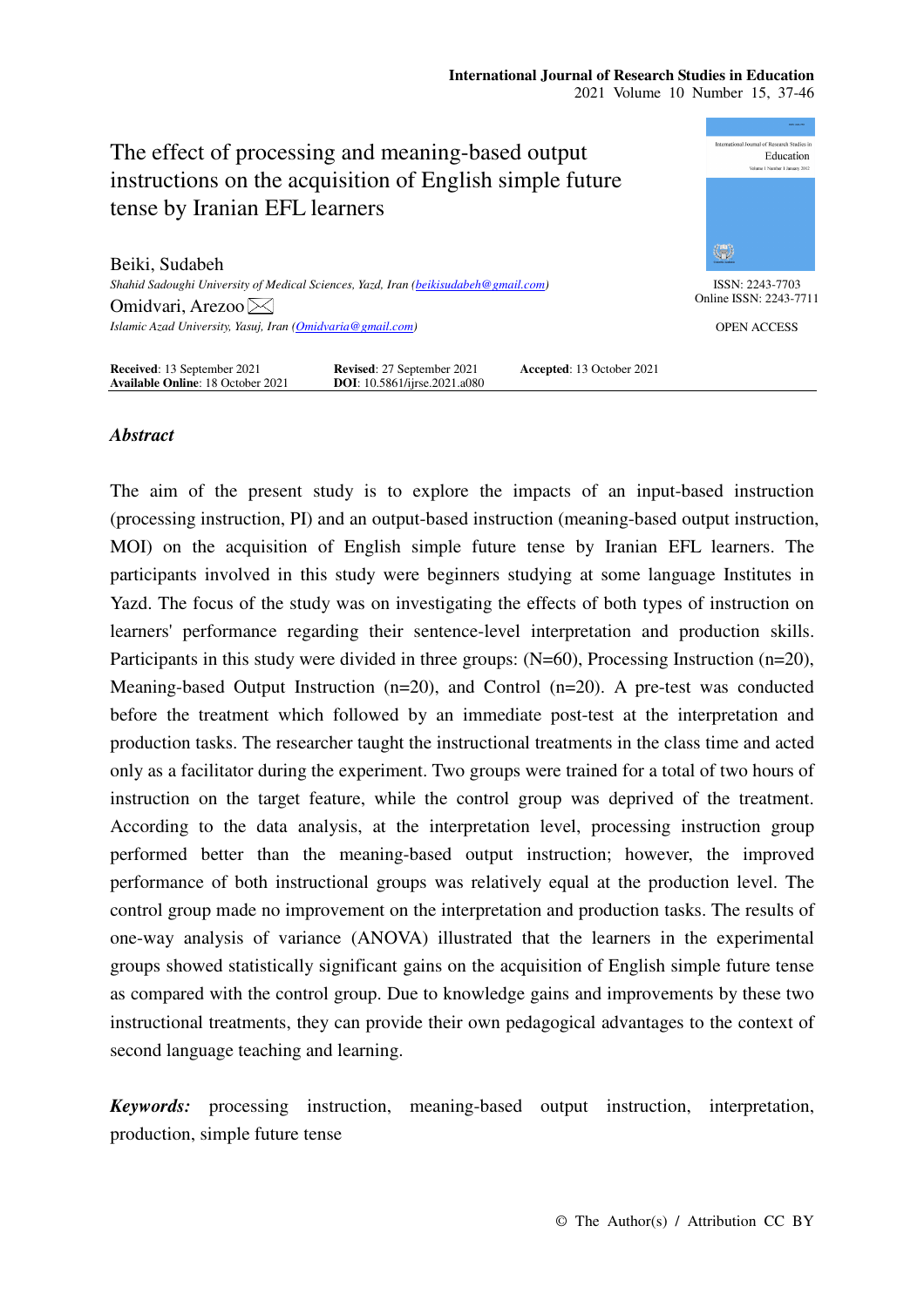# The effect of processing and meaning-based output instructions on the acquisition of English simple future tense by Iranian EFL learners

Beiki, Sudabeh

*Shahid Sadoughi University of Medical Sciences, Yazd, Iran (beikisudabeh@gmail.com)*

Omidvari, Arezoo ✉

*Islamic Azad University, Yasuj, Iran (Omidvaria@gmail.com)*

ISSN: 2243-7703
Online ISSN: 2243-7711

OPEN ACCESS

**Received**: 13 September 2021 **Revised**: 27 September 2021 **Accepted**: 13 October 2021
**Available Online**: 18 October 2021 **DOI**: 10.5861/ijrse.2021.a080

## *Abstract*

The aim of the present study is to explore the impacts of an input-based instruction (processing instruction, PI) and an output-based instruction (meaning-based output instruction, MOI) on the acquisition of English simple future tense by Iranian EFL learners. The participants involved in this study were beginners studying at some language Institutes in Yazd. The focus of the study was on investigating the effects of both types of instruction on learners' performance regarding their sentence-level interpretation and production skills. Participants in this study were divided in three groups: (N=60), Processing Instruction (n=20), Meaning-based Output Instruction (n=20), and Control (n=20). A pre-test was conducted before the treatment which followed by an immediate post-test at the interpretation and production tasks. The researcher taught the instructional treatments in the class time and acted only as a facilitator during the experiment. Two groups were trained for a total of two hours of instruction on the target feature, while the control group was deprived of the treatment. According to the data analysis, at the interpretation level, processing instruction group performed better than the meaning-based output instruction; however, the improved performance of both instructional groups was relatively equal at the production level. The control group made no improvement on the interpretation and production tasks. The results of one-way analysis of variance (ANOVA) illustrated that the learners in the experimental groups showed statistically significant gains on the acquisition of English simple future tense as compared with the control group. Due to knowledge gains and improvements by these two instructional treatments, they can provide their own pedagogical advantages to the context of second language teaching and learning.

***Keywords:*** processing instruction, meaning-based output instruction, interpretation, production, simple future tense

© The Author(s) / Attribution CC BY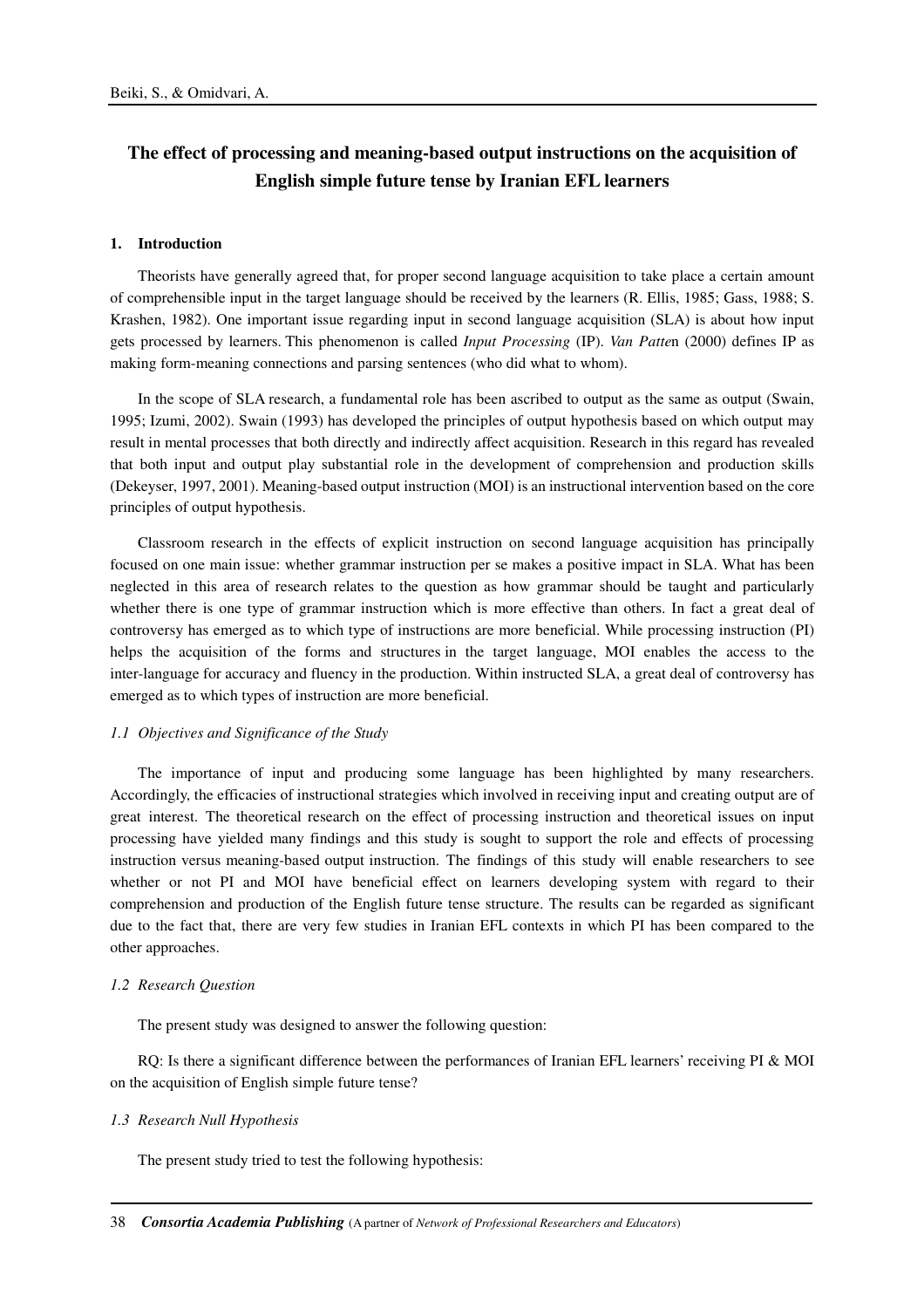# The effect of processing and meaning-based output instructions on the acquisition of English simple future tense by Iranian EFL learners

## 1. Introduction

Theorists have generally agreed that, for proper second language acquisition to take place a certain amount of comprehensible input in the target language should be received by the learners (R. Ellis, 1985; Gass, 1988; S. Krashen, 1982). One important issue regarding input in second language acquisition (SLA) is about how input gets processed by learners. This phenomenon is called *Input Processing* (IP). *Van Patte*n (2000) defines IP as making form-meaning connections and parsing sentences (who did what to whom).

In the scope of SLA research, a fundamental role has been ascribed to output as the same as output (Swain, 1995; Izumi, 2002). Swain (1993) has developed the principles of output hypothesis based on which output may result in mental processes that both directly and indirectly affect acquisition. Research in this regard has revealed that both input and output play substantial role in the development of comprehension and production skills (Dekeyser, 1997, 2001). Meaning-based output instruction (MOI) is an instructional intervention based on the core principles of output hypothesis.

Classroom research in the effects of explicit instruction on second language acquisition has principally focused on one main issue: whether grammar instruction per se makes a positive impact in SLA. What has been neglected in this area of research relates to the question as how grammar should be taught and particularly whether there is one type of grammar instruction which is more effective than others. In fact a great deal of controversy has emerged as to which type of instructions are more beneficial. While processing instruction (PI) helps the acquisition of the forms and structures in the target language, MOI enables the access to the inter-language for accuracy and fluency in the production. Within instructed SLA, a great deal of controversy has emerged as to which types of instruction are more beneficial.

### *1.1 Objectives and Significance of the Study*

The importance of input and producing some language has been highlighted by many researchers. Accordingly, the efficacies of instructional strategies which involved in receiving input and creating output are of great interest. The theoretical research on the effect of processing instruction and theoretical issues on input processing have yielded many findings and this study is sought to support the role and effects of processing instruction versus meaning-based output instruction. The findings of this study will enable researchers to see whether or not PI and MOI have beneficial effect on learners developing system with regard to their comprehension and production of the English future tense structure. The results can be regarded as significant due to the fact that, there are very few studies in Iranian EFL contexts in which PI has been compared to the other approaches.

### *1.2 Research Question*

The present study was designed to answer the following question:

RQ: Is there a significant difference between the performances of Iranian EFL learners' receiving PI & MOI on the acquisition of English simple future tense?

### *1.3 Research Null Hypothesis*

The present study tried to test the following hypothesis: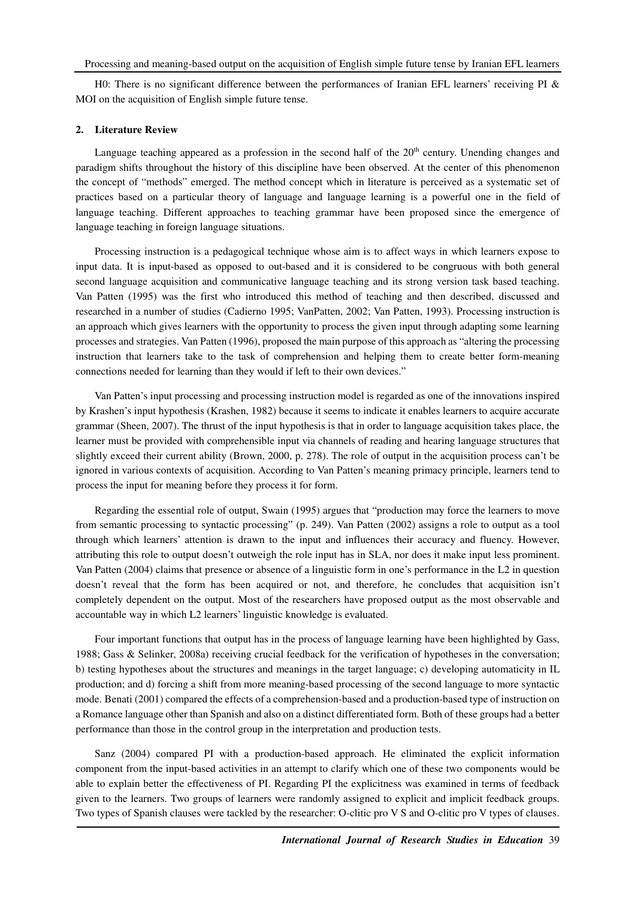H0: There is no significant difference between the performances of Iranian EFL learners' receiving PI & MOI on the acquisition of English simple future tense.

## 2. Literature Review

Language teaching appeared as a profession in the second half of the 20th century. Unending changes and paradigm shifts throughout the history of this discipline have been observed. At the center of this phenomenon the concept of "methods" emerged. The method concept which in literature is perceived as a systematic set of practices based on a particular theory of language and language learning is a powerful one in the field of language teaching. Different approaches to teaching grammar have been proposed since the emergence of language teaching in foreign language situations.

Processing instruction is a pedagogical technique whose aim is to affect ways in which learners expose to input data. It is input-based as opposed to out-based and it is considered to be congruous with both general second language acquisition and communicative language teaching and its strong version task based teaching. Van Patten (1995) was the first who introduced this method of teaching and then described, discussed and researched in a number of studies (Cadierno 1995; VanPatten, 2002; Van Patten, 1993). Processing instruction is an approach which gives learners with the opportunity to process the given input through adapting some learning processes and strategies. Van Patten (1996), proposed the main purpose of this approach as "altering the processing instruction that learners take to the task of comprehension and helping them to create better form-meaning connections needed for learning than they would if left to their own devices."

Van Patten's input processing and processing instruction model is regarded as one of the innovations inspired by Krashen's input hypothesis (Krashen, 1982) because it seems to indicate it enables learners to acquire accurate grammar (Sheen, 2007). The thrust of the input hypothesis is that in order to language acquisition takes place, the learner must be provided with comprehensible input via channels of reading and hearing language structures that slightly exceed their current ability (Brown, 2000, p. 278). The role of output in the acquisition process can't be ignored in various contexts of acquisition. According to Van Patten's meaning primacy principle, learners tend to process the input for meaning before they process it for form.

Regarding the essential role of output, Swain (1995) argues that "production may force the learners to move from semantic processing to syntactic processing" (p. 249). Van Patten (2002) assigns a role to output as a tool through which learners' attention is drawn to the input and influences their accuracy and fluency. However, attributing this role to output doesn't outweigh the role input has in SLA, nor does it make input less prominent. Van Patten (2004) claims that presence or absence of a linguistic form in one's performance in the L2 in question doesn't reveal that the form has been acquired or not, and therefore, he concludes that acquisition isn't completely dependent on the output. Most of the researchers have proposed output as the most observable and accountable way in which L2 learners' linguistic knowledge is evaluated.

Four important functions that output has in the process of language learning have been highlighted by Gass, 1988; Gass & Selinker, 2008a) receiving crucial feedback for the verification of hypotheses in the conversation; b) testing hypotheses about the structures and meanings in the target language; c) developing automaticity in IL production; and d) forcing a shift from more meaning-based processing of the second language to more syntactic mode. Benati (2001) compared the effects of a comprehension-based and a production-based type of instruction on a Romance language other than Spanish and also on a distinct differentiated form. Both of these groups had a better performance than those in the control group in the interpretation and production tests.

Sanz (2004) compared PI with a production-based approach. He eliminated the explicit information component from the input-based activities in an attempt to clarify which one of these two components would be able to explain better the effectiveness of PI. Regarding PI the explicitness was examined in terms of feedback given to the learners. Two groups of learners were randomly assigned to explicit and implicit feedback groups. Two types of Spanish clauses were tackled by the researcher: O-clitic pro V S and O-clitic pro V types of clauses.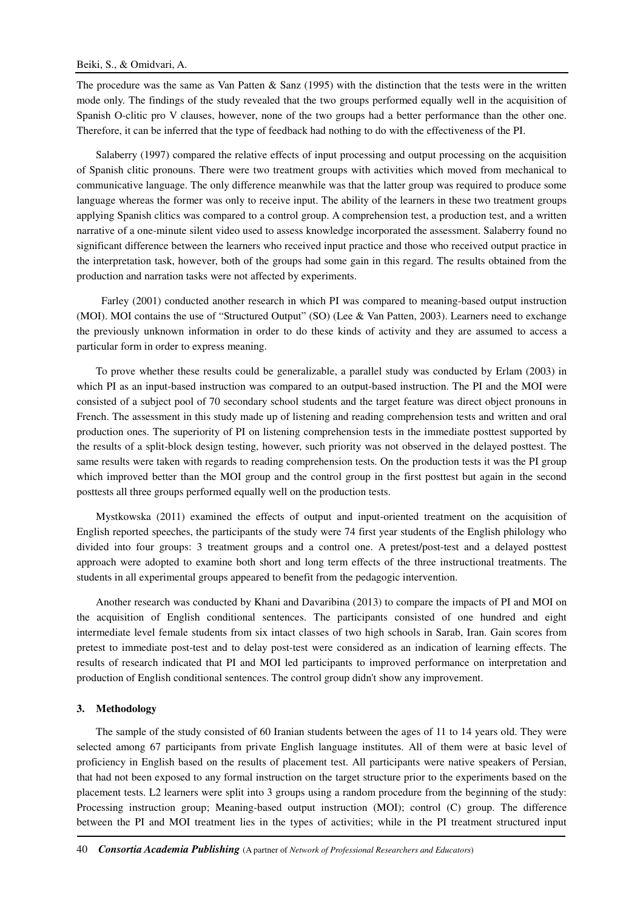The procedure was the same as Van Patten & Sanz (1995) with the distinction that the tests were in the written mode only. The findings of the study revealed that the two groups performed equally well in the acquisition of Spanish O-clitic pro V clauses, however, none of the two groups had a better performance than the other one. Therefore, it can be inferred that the type of feedback had nothing to do with the effectiveness of the PI.

Salaberry (1997) compared the relative effects of input processing and output processing on the acquisition of Spanish clitic pronouns. There were two treatment groups with activities which moved from mechanical to communicative language. The only difference meanwhile was that the latter group was required to produce some language whereas the former was only to receive input. The ability of the learners in these two treatment groups applying Spanish clitics was compared to a control group. A comprehension test, a production test, and a written narrative of a one-minute silent video used to assess knowledge incorporated the assessment. Salaberry found no significant difference between the learners who received input practice and those who received output practice in the interpretation task, however, both of the groups had some gain in this regard. The results obtained from the production and narration tasks were not affected by experiments.

Farley (2001) conducted another research in which PI was compared to meaning-based output instruction (MOI). MOI contains the use of "Structured Output" (SO) (Lee & Van Patten, 2003). Learners need to exchange the previously unknown information in order to do these kinds of activity and they are assumed to access a particular form in order to express meaning.

To prove whether these results could be generalizable, a parallel study was conducted by Erlam (2003) in which PI as an input-based instruction was compared to an output-based instruction. The PI and the MOI were consisted of a subject pool of 70 secondary school students and the target feature was direct object pronouns in French. The assessment in this study made up of listening and reading comprehension tests and written and oral production ones. The superiority of PI on listening comprehension tests in the immediate posttest supported by the results of a split-block design testing, however, such priority was not observed in the delayed posttest. The same results were taken with regards to reading comprehension tests. On the production tests it was the PI group which improved better than the MOI group and the control group in the first posttest but again in the second posttests all three groups performed equally well on the production tests.

Mystkowska (2011) examined the effects of output and input-oriented treatment on the acquisition of English reported speeches, the participants of the study were 74 first year students of the English philology who divided into four groups: 3 treatment groups and a control one. A pretest/post-test and a delayed posttest approach were adopted to examine both short and long term effects of the three instructional treatments. The students in all experimental groups appeared to benefit from the pedagogic intervention.

Another research was conducted by Khani and Davaribina (2013) to compare the impacts of PI and MOI on the acquisition of English conditional sentences. The participants consisted of one hundred and eight intermediate level female students from six intact classes of two high schools in Sarab, Iran. Gain scores from pretest to immediate post-test and to delay post-test were considered as an indication of learning effects. The results of research indicated that PI and MOI led participants to improved performance on interpretation and production of English conditional sentences. The control group didn't show any improvement.

## 3. Methodology

The sample of the study consisted of 60 Iranian students between the ages of 11 to 14 years old. They were selected among 67 participants from private English language institutes. All of them were at basic level of proficiency in English based on the results of placement test. All participants were native speakers of Persian, that had not been exposed to any formal instruction on the target structure prior to the experiments based on the placement tests. L2 learners were split into 3 groups using a random procedure from the beginning of the study: Processing instruction group; Meaning-based output instruction (MOI); control (C) group. The difference between the PI and MOI treatment lies in the types of activities; while in the PI treatment structured input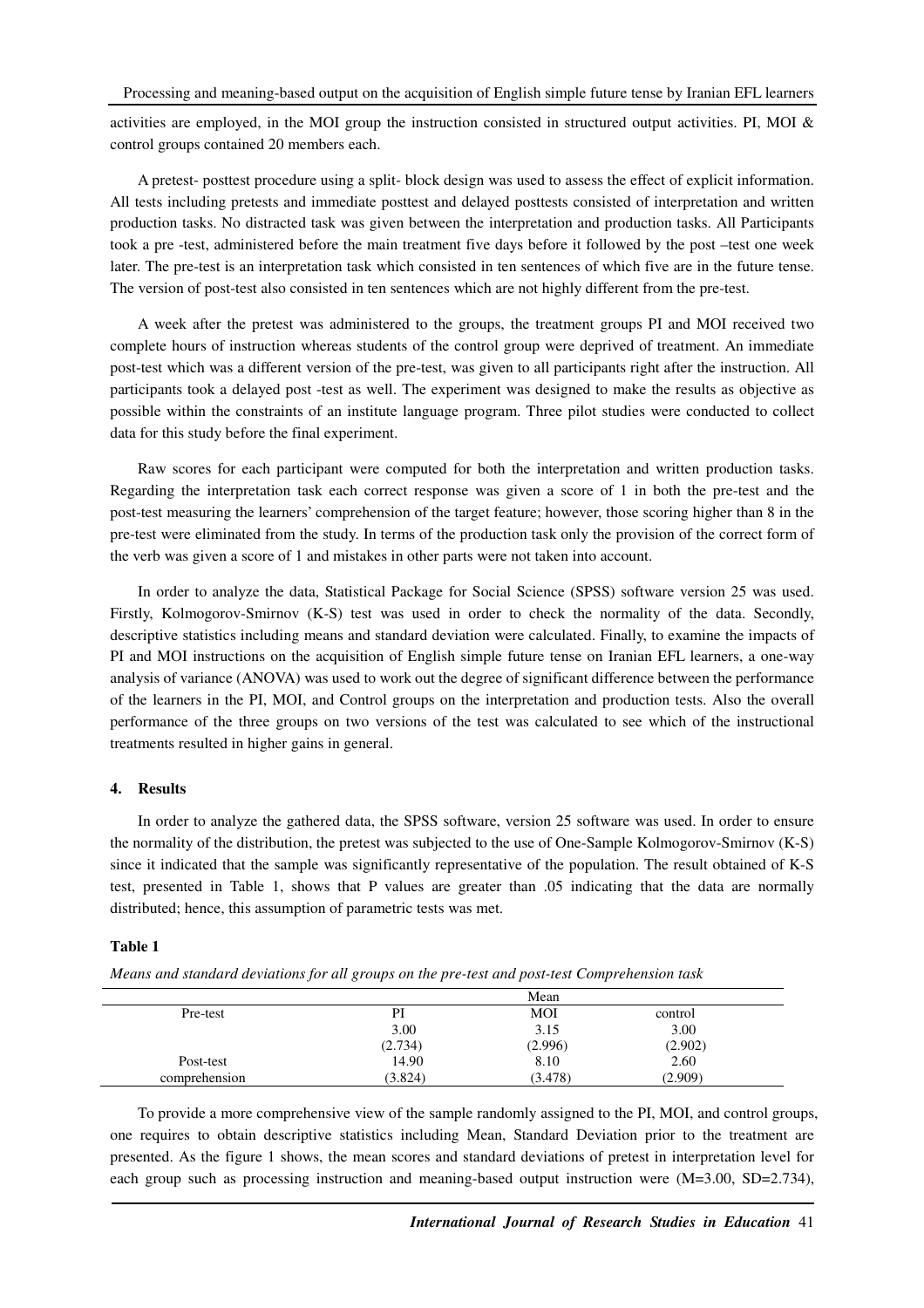activities are employed, in the MOI group the instruction consisted in structured output activities. PI, MOI & control groups contained 20 members each.

A pretest- posttest procedure using a split- block design was used to assess the effect of explicit information. All tests including pretests and immediate posttest and delayed posttests consisted of interpretation and written production tasks. No distracted task was given between the interpretation and production tasks. All Participants took a pre -test, administered before the main treatment five days before it followed by the post –test one week later. The pre-test is an interpretation task which consisted in ten sentences of which five are in the future tense. The version of post-test also consisted in ten sentences which are not highly different from the pre-test.

A week after the pretest was administered to the groups, the treatment groups PI and MOI received two complete hours of instruction whereas students of the control group were deprived of treatment. An immediate post-test which was a different version of the pre-test, was given to all participants right after the instruction. All participants took a delayed post -test as well. The experiment was designed to make the results as objective as possible within the constraints of an institute language program. Three pilot studies were conducted to collect data for this study before the final experiment.

Raw scores for each participant were computed for both the interpretation and written production tasks. Regarding the interpretation task each correct response was given a score of 1 in both the pre-test and the post-test measuring the learners' comprehension of the target feature; however, those scoring higher than 8 in the pre-test were eliminated from the study. In terms of the production task only the provision of the correct form of the verb was given a score of 1 and mistakes in other parts were not taken into account.

In order to analyze the data, Statistical Package for Social Science (SPSS) software version 25 was used. Firstly, Kolmogorov-Smirnov (K-S) test was used in order to check the normality of the data. Secondly, descriptive statistics including means and standard deviation were calculated. Finally, to examine the impacts of PI and MOI instructions on the acquisition of English simple future tense on Iranian EFL learners, a one-way analysis of variance (ANOVA) was used to work out the degree of significant difference between the performance of the learners in the PI, MOI, and Control groups on the interpretation and production tests. Also the overall performance of the three groups on two versions of the test was calculated to see which of the instructional treatments resulted in higher gains in general.

## 4. Results

In order to analyze the gathered data, the SPSS software, version 25 software was used. In order to ensure the normality of the distribution, the pretest was subjected to the use of One-Sample Kolmogorov-Smirnov (K-S) since it indicated that the sample was significantly representative of the population. The result obtained of K-S test, presented in Table 1, shows that P values are greater than .05 indicating that the data are normally distributed; hence, this assumption of parametric tests was met.

**Table 1**

*Means and standard deviations for all groups on the pre-test and post-test Comprehension task*

| | Mean | | |
|---|---|---|---|
| Pre-test | PI | MOI | control |
| | 3.00 | 3.15 | 3.00 |
| | (2.734) | (2.996) | (2.902) |
| Post-test | 14.90 | 8.10 | 2.60 |
| comprehension | (3.824) | (3.478) | (2.909) |

To provide a more comprehensive view of the sample randomly assigned to the PI, MOI, and control groups, one requires to obtain descriptive statistics including Mean, Standard Deviation prior to the treatment are presented. As the figure 1 shows, the mean scores and standard deviations of pretest in interpretation level for each group such as processing instruction and meaning-based output instruction were (M=3.00, SD=2.734),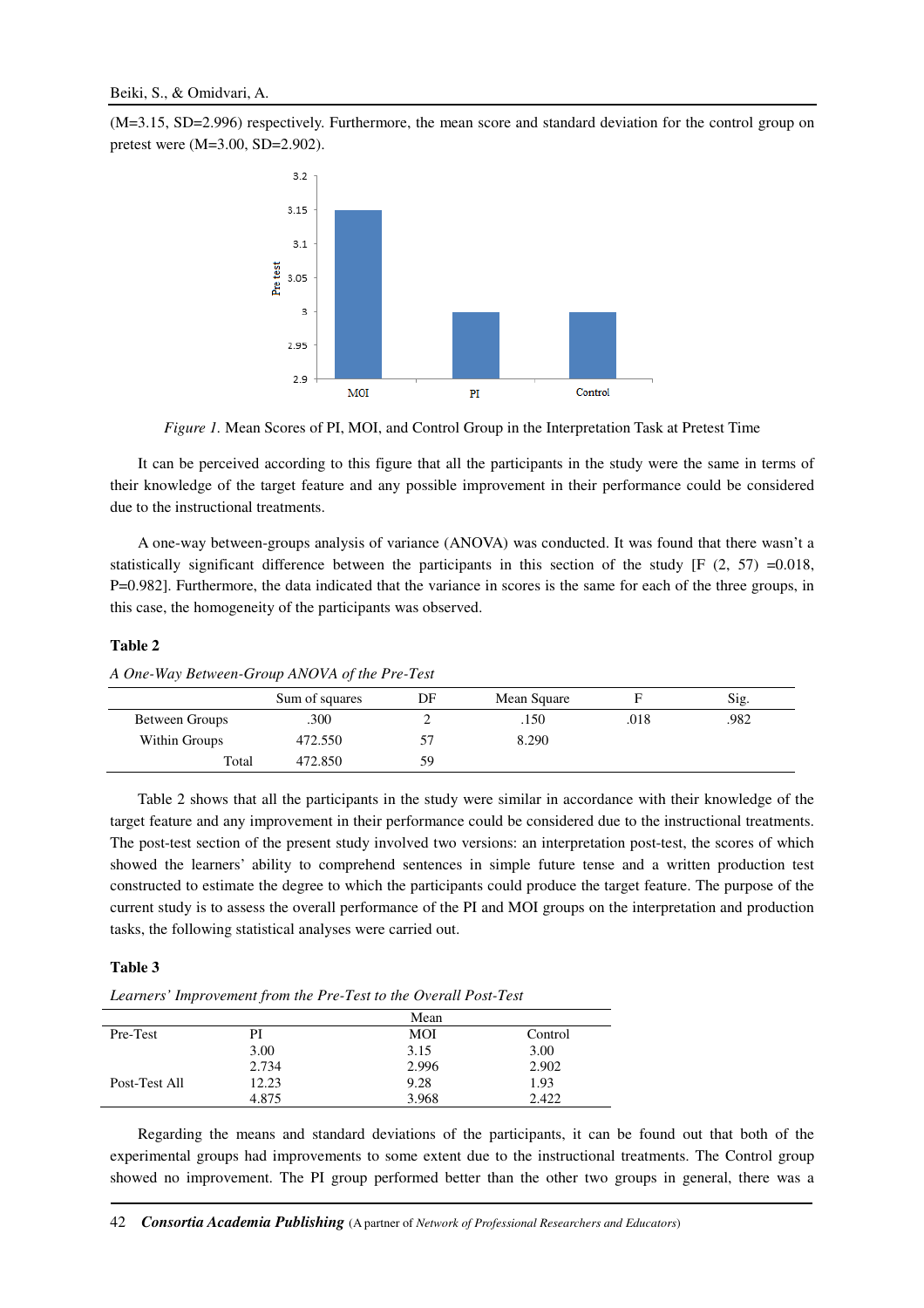(M=3.15, SD=2.996) respectively. Furthermore, the mean score and standard deviation for the control group on pretest were (M=3.00, SD=2.902).

*Figure 1.* Mean Scores of PI, MOI, and Control Group in the Interpretation Task at Pretest Time

It can be perceived according to this figure that all the participants in the study were the same in terms of their knowledge of the target feature and any possible improvement in their performance could be considered due to the instructional treatments.

A one-way between-groups analysis of variance (ANOVA) was conducted. It was found that there wasn't a statistically significant difference between the participants in this section of the study [F (2, 57) =0.018, P=0.982]. Furthermore, the data indicated that the variance in scores is the same for each of the three groups, in this case, the homogeneity of the participants was observed.

**Table 2**

*A One-Way Between-Group ANOVA of the Pre-Test*

| | Sum of squares | DF | Mean Square | F | Sig. |
|---|---|---|---|---|---|
| Between Groups | .300 | 2 | .150 | .018 | .982 |
| Within Groups | 472.550 | 57 | 8.290 | | |
| Total | 472.850 | 59 | | | |

Table 2 shows that all the participants in the study were similar in accordance with their knowledge of the target feature and any improvement in their performance could be considered due to the instructional treatments. The post-test section of the present study involved two versions: an interpretation post-test, the scores of which showed the learners' ability to comprehend sentences in simple future tense and a written production test constructed to estimate the degree to which the participants could produce the target feature. The purpose of the current study is to assess the overall performance of the PI and MOI groups on the interpretation and production tasks, the following statistical analyses were carried out.

**Table 3**

*Learners' Improvement from the Pre-Test to the Overall Post-Test*

| | Mean | | |
|---|---|---|---|
| Pre-Test | PI | MOI | Control |
| | 3.00 | 3.15 | 3.00 |
| | 2.734 | 2.996 | 2.902 |
| Post-Test All | 12.23 | 9.28 | 1.93 |
| | 4.875 | 3.968 | 2.422 |

Regarding the means and standard deviations of the participants, it can be found out that both of the experimental groups had improvements to some extent due to the instructional treatments. The Control group showed no improvement. The PI group performed better than the other two groups in general, there was a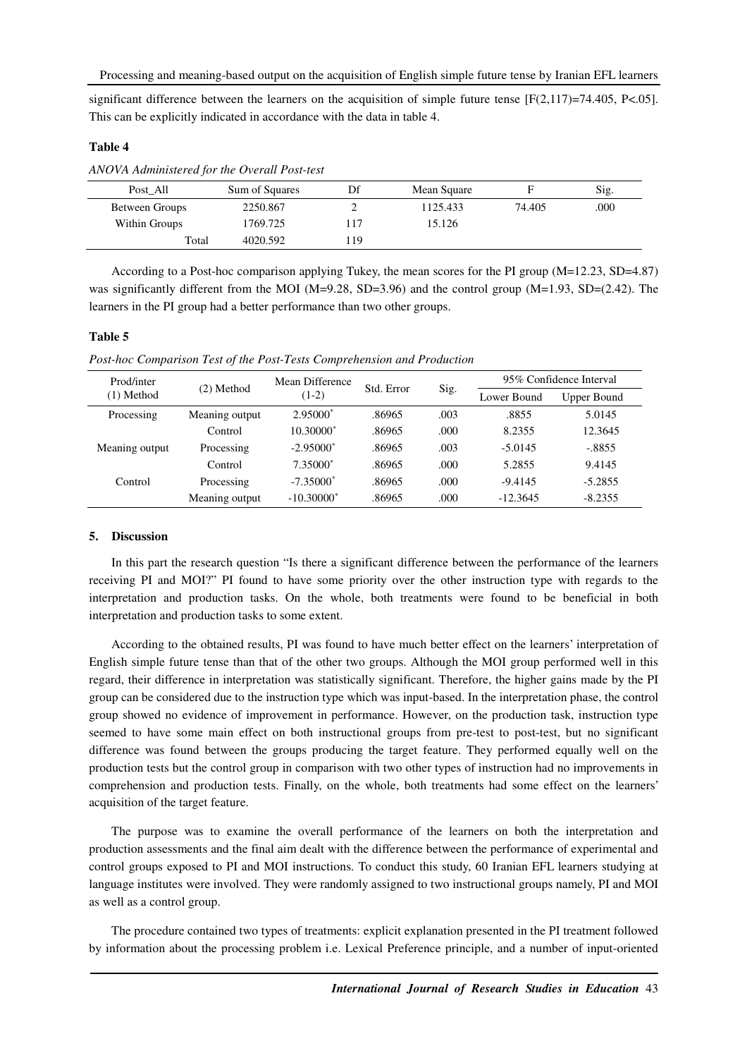significant difference between the learners on the acquisition of simple future tense [$F(2,117)=74.405$, $P<.05$]. This can be explicitly indicated in accordance with the data in table 4.

**Table 4**

*ANOVA Administered for the Overall Post-test*

| Post_All | Sum of Squares | Df | Mean Square | F | Sig. |
|---|---|---|---|---|---|
| Between Groups | 2250.867 | 2 | 1125.433 | 74.405 | .000 |
| Within Groups | 1769.725 | 117 | 15.126 | | |
| Total | 4020.592 | 119 | | | |

According to a Post-hoc comparison applying Tukey, the mean scores for the PI group (M=12.23, SD=4.87) was significantly different from the MOI (M=9.28, SD=3.96) and the control group (M=1.93, SD=(2.42). The learners in the PI group had a better performance than two other groups.

**Table 5**

*Post-hoc Comparison Test of the Post-Tests Comprehension and Production*

| Prod/inter (1) Method | (2) Method | Mean Difference (1-2) | Std. Error | Sig. | 95% Confidence Interval | |
|---|---|---|---|---|---|---|
| | | | | | Lower Bound | Upper Bound |
| Processing | Meaning output | 2.95000* | .86965 | .003 | .8855 | 5.0145 |
| | Control | 10.30000* | .86965 | .000 | 8.2355 | 12.3645 |
| Meaning output | Processing | -2.95000* | .86965 | .003 | -5.0145 | -.8855 |
| | Control | 7.35000* | .86965 | .000 | 5.2855 | 9.4145 |
| Control | Processing | -7.35000* | .86965 | .000 | -9.4145 | -5.2855 |
| | Meaning output | -10.30000* | .86965 | .000 | -12.3645 | -8.2355 |

## 5. Discussion

In this part the research question "Is there a significant difference between the performance of the learners receiving PI and MOI?" PI found to have some priority over the other instruction type with regards to the interpretation and production tasks. On the whole, both treatments were found to be beneficial in both interpretation and production tasks to some extent.

According to the obtained results, PI was found to have much better effect on the learners' interpretation of English simple future tense than that of the other two groups. Although the MOI group performed well in this regard, their difference in interpretation was statistically significant. Therefore, the higher gains made by the PI group can be considered due to the instruction type which was input-based. In the interpretation phase, the control group showed no evidence of improvement in performance. However, on the production task, instruction type seemed to have some main effect on both instructional groups from pre-test to post-test, but no significant difference was found between the groups producing the target feature. They performed equally well on the production tests but the control group in comparison with two other types of instruction had no improvements in comprehension and production tests. Finally, on the whole, both treatments had some effect on the learners' acquisition of the target feature.

The purpose was to examine the overall performance of the learners on both the interpretation and production assessments and the final aim dealt with the difference between the performance of experimental and control groups exposed to PI and MOI instructions. To conduct this study, 60 Iranian EFL learners studying at language institutes were involved. They were randomly assigned to two instructional groups namely, PI and MOI as well as a control group.

The procedure contained two types of treatments: explicit explanation presented in the PI treatment followed by information about the processing problem i.e. Lexical Preference principle, and a number of input-oriented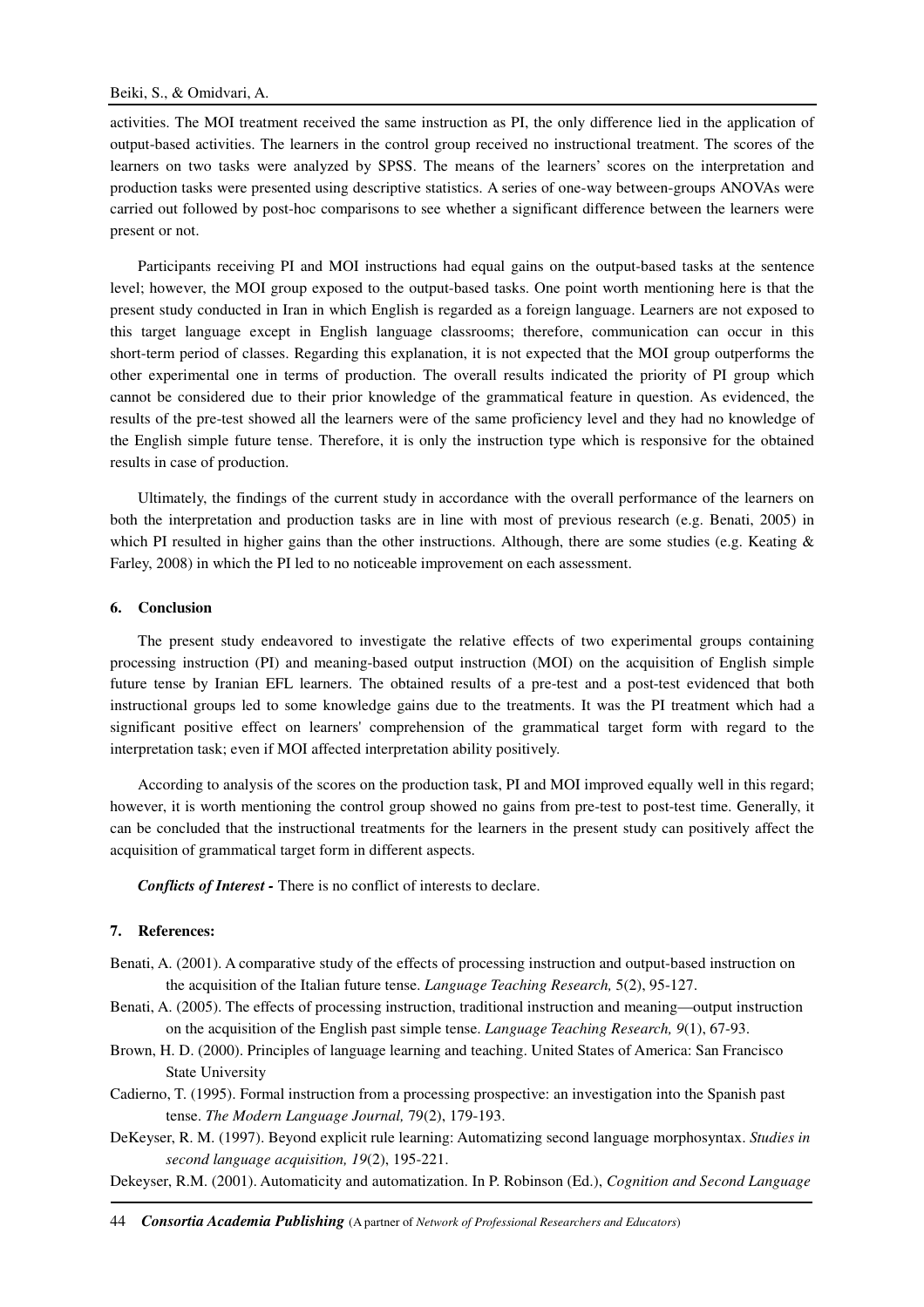activities. The MOI treatment received the same instruction as PI, the only difference lied in the application of output-based activities. The learners in the control group received no instructional treatment. The scores of the learners on two tasks were analyzed by SPSS. The means of the learners' scores on the interpretation and production tasks were presented using descriptive statistics. A series of one-way between-groups ANOVAs were carried out followed by post-hoc comparisons to see whether a significant difference between the learners were present or not.

Participants receiving PI and MOI instructions had equal gains on the output-based tasks at the sentence level; however, the MOI group exposed to the output-based tasks. One point worth mentioning here is that the present study conducted in Iran in which English is regarded as a foreign language. Learners are not exposed to this target language except in English language classrooms; therefore, communication can occur in this short-term period of classes. Regarding this explanation, it is not expected that the MOI group outperforms the other experimental one in terms of production. The overall results indicated the priority of PI group which cannot be considered due to their prior knowledge of the grammatical feature in question. As evidenced, the results of the pre-test showed all the learners were of the same proficiency level and they had no knowledge of the English simple future tense. Therefore, it is only the instruction type which is responsive for the obtained results in case of production.

Ultimately, the findings of the current study in accordance with the overall performance of the learners on both the interpretation and production tasks are in line with most of previous research (e.g. Benati, 2005) in which PI resulted in higher gains than the other instructions. Although, there are some studies (e.g. Keating & Farley, 2008) in which the PI led to no noticeable improvement on each assessment.

## 6. Conclusion

The present study endeavored to investigate the relative effects of two experimental groups containing processing instruction (PI) and meaning-based output instruction (MOI) on the acquisition of English simple future tense by Iranian EFL learners. The obtained results of a pre-test and a post-test evidenced that both instructional groups led to some knowledge gains due to the treatments. It was the PI treatment which had a significant positive effect on learners' comprehension of the grammatical target form with regard to the interpretation task; even if MOI affected interpretation ability positively.

According to analysis of the scores on the production task, PI and MOI improved equally well in this regard; however, it is worth mentioning the control group showed no gains from pre-test to post-test time. Generally, it can be concluded that the instructional treatments for the learners in the present study can positively affect the acquisition of grammatical target form in different aspects.

***Conflicts of Interest -*** There is no conflict of interests to declare.

## 7. References:

Benati, A. (2001). A comparative study of the effects of processing instruction and output-based instruction on the acquisition of the Italian future tense. *Language Teaching Research,* 5(2), 95-127.

Benati, A. (2005). The effects of processing instruction, traditional instruction and meaning—output instruction on the acquisition of the English past simple tense. *Language Teaching Research, 9*(1), 67-93.

Brown, H. D. (2000). Principles of language learning and teaching. United States of America: San Francisco State University

Cadierno, T. (1995). Formal instruction from a processing prospective: an investigation into the Spanish past tense. *The Modern Language Journal,* 79(2), 179-193.

DeKeyser, R. M. (1997). Beyond explicit rule learning: Automatizing second language morphosyntax. *Studies in second language acquisition, 19*(2), 195-221.

Dekeyser, R.M. (2001). Automaticity and automatization. In P. Robinson (Ed.), *Cognition and Second Language*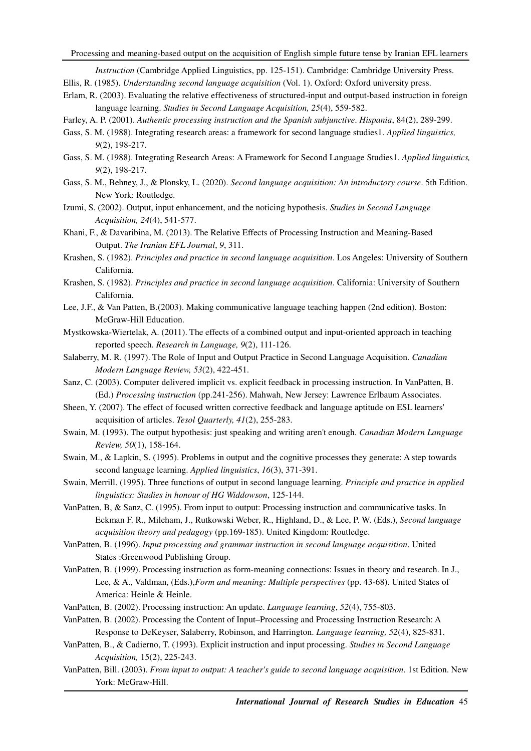*Instruction* (Cambridge Applied Linguistics, pp. 125-151). Cambridge: Cambridge University Press.

Ellis, R. (1985). *Understanding second language acquisition* (Vol. 1). Oxford: Oxford university press.

Erlam, R. (2003). Evaluating the relative effectiveness of structured-input and output-based instruction in foreign language learning. *Studies in Second Language Acquisition, 25*(4), 559-582.

Farley, A. P. (2001). *Authentic processing instruction and the Spanish subjunctive*. *Hispania*, 84(2), 289-299.

Gass, S. M. (1988). Integrating research areas: a framework for second language studies1. *Applied linguistics, 9*(2), 198-217.

Gass, S. M. (1988). Integrating Research Areas: A Framework for Second Language Studies1. *Applied linguistics, 9*(2), 198-217.

Gass, S. M., Behney, J., & Plonsky, L. (2020). *Second language acquisition: An introductory course*. 5th Edition. New York: Routledge.

Izumi, S. (2002). Output, input enhancement, and the noticing hypothesis. *Studies in Second Language Acquisition, 24*(4), 541-577.

Khani, F., & Davaribina, M. (2013). The Relative Effects of Processing Instruction and Meaning-Based Output. *The Iranian EFL Journal*, *9*, 311.

Krashen, S. (1982). *Principles and practice in second language acquisition*. Los Angeles: University of Southern California.

Krashen, S. (1982). *Principles and practice in second language acquisition*. California: University of Southern California.

Lee, J.F., & Van Patten, B.(2003). Making communicative language teaching happen (2nd edition). Boston: McGraw-Hill Education.

Mystkowska-Wiertelak, A. (2011). The effects of a combined output and input-oriented approach in teaching reported speech. *Research in Language, 9*(2), 111-126.

Salaberry, M. R. (1997). The Role of Input and Output Practice in Second Language Acquisition. *Canadian Modern Language Review, 53*(2), 422-451.

Sanz, C. (2003). Computer delivered implicit vs. explicit feedback in processing instruction. In VanPatten, B. (Ed.) *Processing instruction* (pp.241-256). Mahwah, New Jersey: Lawrence Erlbaum Associates.

Sheen, Y. (2007). The effect of focused written corrective feedback and language aptitude on ESL learners' acquisition of articles. *Tesol Quarterly, 41*(2), 255-283.

Swain, M. (1993). The output hypothesis: just speaking and writing aren't enough. *Canadian Modern Language Review, 50*(1), 158-164.

Swain, M., & Lapkin, S. (1995). Problems in output and the cognitive processes they generate: A step towards second language learning. *Applied linguistics*, *16*(3), 371-391.

Swain, Merrill. (1995). Three functions of output in second language learning. *Principle and practice in applied linguistics: Studies in honour of HG Widdowson*, 125-144.

VanPatten, B, & Sanz, C. (1995). From input to output: Processing instruction and communicative tasks. In Eckman F. R., Mileham, J., Rutkowski Weber, R., Highland, D., & Lee, P. W. (Eds.), *Second language acquisition theory and pedagogy* (pp.169-185). United Kingdom: Routledge.

VanPatten, B. (1996). *Input processing and grammar instruction in second language acquisition*. United States :Greenwood Publishing Group.

VanPatten, B. (1999). Processing instruction as form-meaning connections: Issues in theory and research. In J., Lee, & A., Valdman, (Eds.),*Form and meaning: Multiple perspectives* (pp. 43-68). United States of America: Heinle & Heinle.

VanPatten, B. (2002). Processing instruction: An update. *Language learning*, *52*(4), 755-803.

VanPatten, B. (2002). Processing the Content of Input–Processing and Processing Instruction Research: A Response to DeKeyser, Salaberry, Robinson, and Harrington. *Language learning, 52*(4), 825-831.

VanPatten, B., & Cadierno, T. (1993). Explicit instruction and input processing. *Studies in Second Language Acquisition,* 15(2), 225-243.

VanPatten, Bill. (2003). *From input to output: A teacher's guide to second language acquisition*. 1st Edition. New York: McGraw-Hill.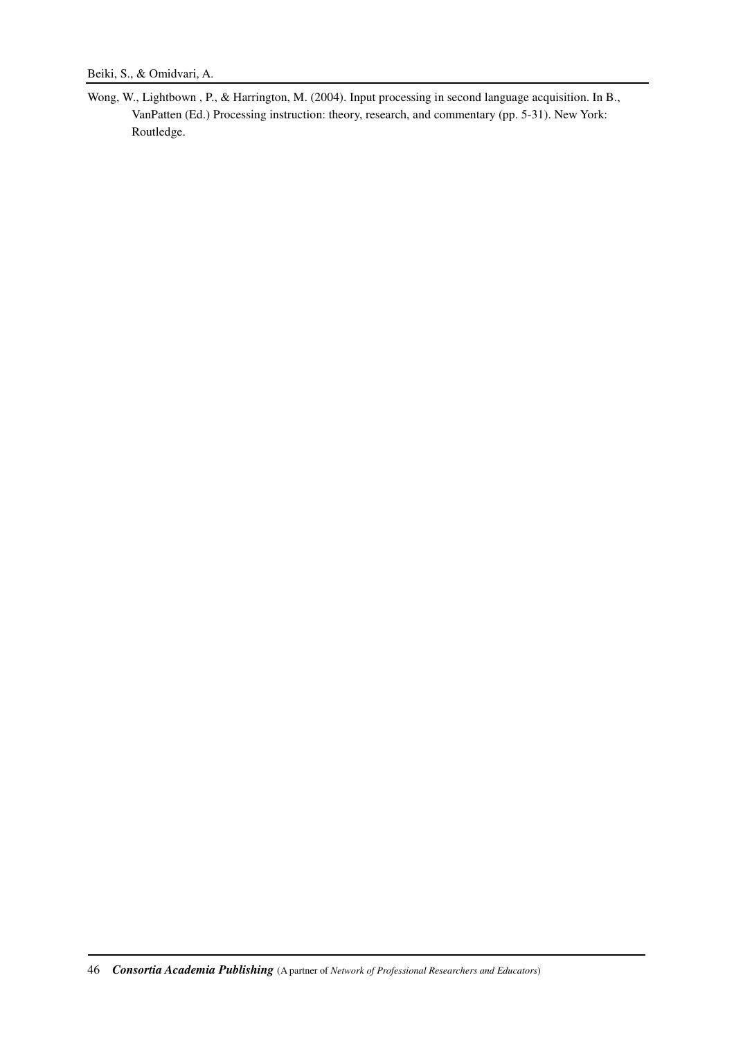Wong, W., Lightbown , P., & Harrington, M. (2004). Input processing in second language acquisition. In B., VanPatten (Ed.) Processing instruction: theory, research, and commentary (pp. 5-31). New York: Routledge.